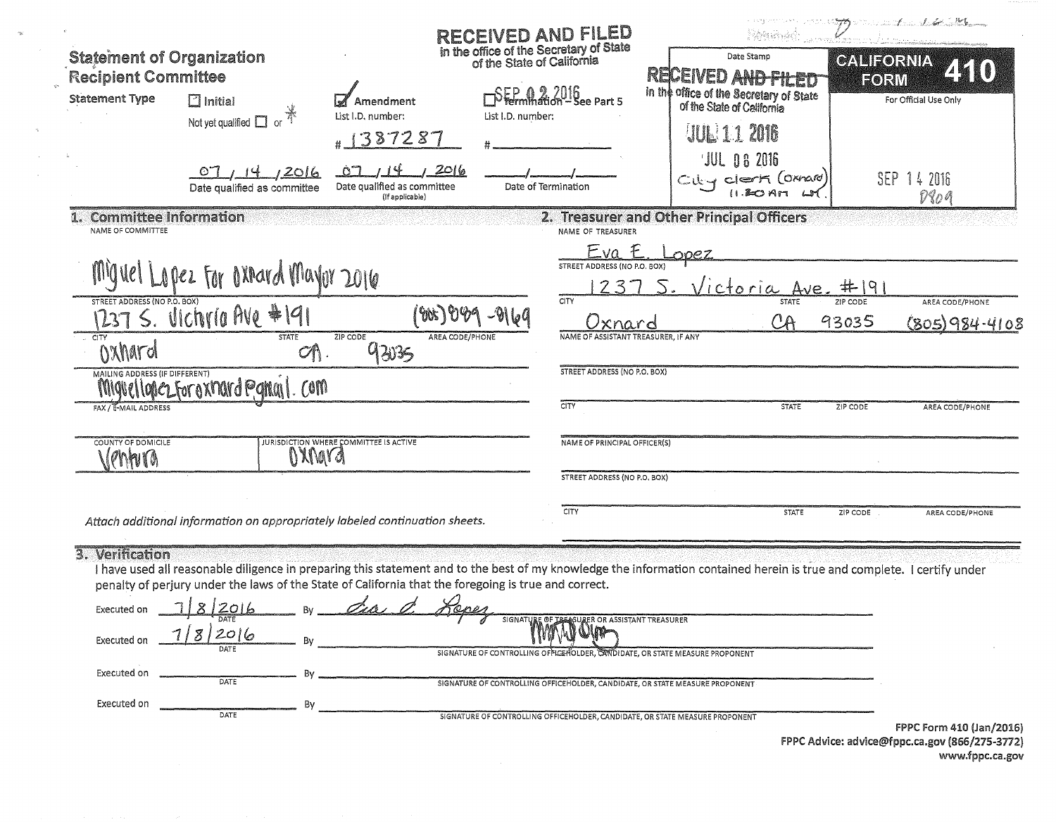# Statement of Organization
## Recipient Committee

**RECEIVED AND FILED** in the office of the Secretary of State of the State of California
SEP 02 2016

Date Stamp

RECEIVED AND FILED in the office of the Secretary of State of the State of California
JUL 11 2016

JUL 08 2016
City clerk (Oxnard) 11:30 AM

**CALIFORNIA FORM 410**

For Official Use Only

SEP 14 2016
D809

**Statement Type**

- ☐ Initial — Not yet qualified ☐ or * — 07 / 14 / 2016 — Date qualified as committee
- ☑ Amendment — List I.D. number: # 1387287 — 07 / 14 / 2016 — Date qualified as committee (If applicable)
- ☐ Termination – See Part 5 — List I.D. number: # \_\_\_\_\_ — \_\_\_ / \_\_\_ / \_\_\_ — Date of Termination

## 1. Committee Information

NAME OF COMMITTEE
Miguel Lopez For Oxnard Mayor 2016

STREET ADDRESS (NO P.O. BOX)
1237 S. Victoria Ave #191

AREA CODE/PHONE
(805) 889-8169

CITY: Oxnard — STATE: CA. — ZIP CODE: 93035

MAILING ADDRESS (IF DIFFERENT)

FAX / E-MAIL ADDRESS
miguellopezforoxnard@gmail.com

COUNTY OF DOMICILE: Ventura

JURISDICTION WHERE COMMITTEE IS ACTIVE: Oxnard

*Attach additional information on appropriately labeled continuation sheets.*

## 2. Treasurer and Other Principal Officers

NAME OF TREASURER
Eva E. Lopez

STREET ADDRESS (NO P.O. BOX)
1237 S. Victoria Ave. #191

CITY: Oxnard — STATE: CA — ZIP CODE: 93035 — AREA CODE/PHONE: (805) 984-4108

NAME OF ASSISTANT TREASURER, IF ANY

STREET ADDRESS (NO P.O. BOX)

CITY — STATE — ZIP CODE — AREA CODE/PHONE

NAME OF PRINCIPAL OFFICER(S)

STREET ADDRESS (NO P.O. BOX)

CITY — STATE — ZIP CODE — AREA CODE/PHONE

## 3. Verification

I have used all reasonable diligence in preparing this statement and to the best of my knowledge the information contained herein is true and complete. I certify under penalty of perjury under the laws of the State of California that the foregoing is true and correct.

Executed on 7/8/2016 By *Eva E. Lopez* — SIGNATURE OF TREASURER OR ASSISTANT TREASURER

Executed on 7/8/2016 By *[signature]* — SIGNATURE OF CONTROLLING OFFICEHOLDER, CANDIDATE, OR STATE MEASURE PROPONENT

Executed on \_\_\_\_\_\_ By \_\_\_\_\_\_ — SIGNATURE OF CONTROLLING OFFICEHOLDER, CANDIDATE, OR STATE MEASURE PROPONENT

Executed on \_\_\_\_\_\_ By \_\_\_\_\_\_ — SIGNATURE OF CONTROLLING OFFICEHOLDER, CANDIDATE, OR STATE MEASURE PROPONENT

FPPC Form 410 (Jan/2016)
FPPC Advice: advice@fppc.ca.gov (866/275-3772)
www.fppc.ca.gov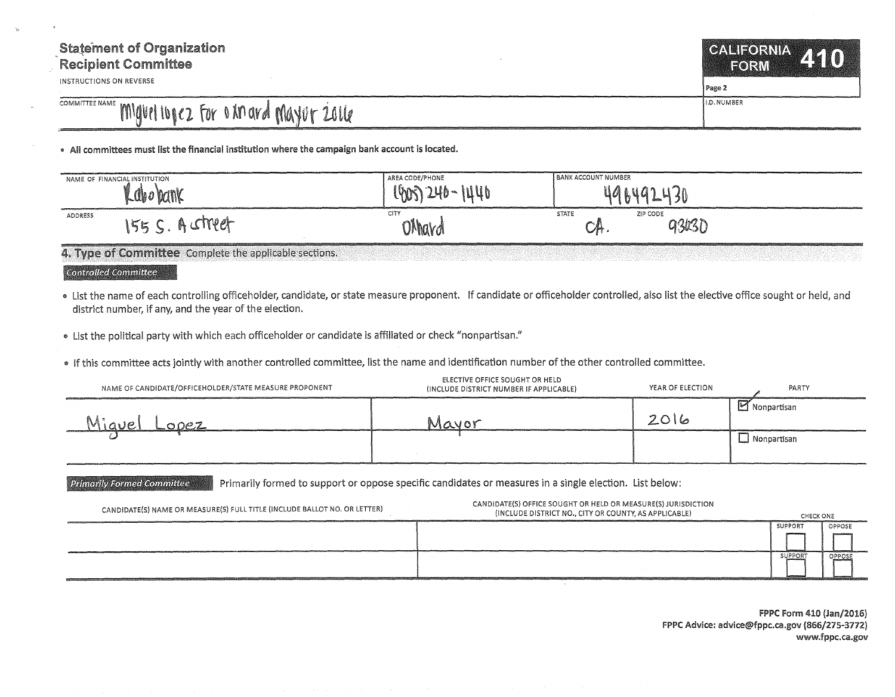# Statement of Organization Recipient Committee

INSTRUCTIONS ON REVERSE

**CALIFORNIA FORM 410**

Page 2

| COMMITTEE NAME | I.D. NUMBER |
|---|---|
| Miguel lopez for oxnard Mayor 2016 | |

- **All committees must list the financial institution where the campaign bank account is located.**

| NAME OF FINANCIAL INSTITUTION | AREA CODE/PHONE | BANK ACCOUNT NUMBER | |
|---|---|---|---|
| Rabobank | (805) 240-1440 | 49849243O | |
| **ADDRESS** | **CITY** | **STATE** | **ZIP CODE** |
| 155 S. A street | Oxnard | CA. | 93030 |

## 4. Type of Committee Complete the applicable sections.

### Controlled Committee

- List the name of each controlling officeholder, candidate, or state measure proponent. If candidate or officeholder controlled, also list the elective office sought or held, and district number, if any, and the year of the election.
- List the political party with which each officeholder or candidate is affiliated or check "nonpartisan."
- If this committee acts jointly with another controlled committee, list the name and identification number of the other controlled committee.

| NAME OF CANDIDATE/OFFICEHOLDER/STATE MEASURE PROPONENT | ELECTIVE OFFICE SOUGHT OR HELD (INCLUDE DISTRICT NUMBER IF APPLICABLE) | YEAR OF ELECTION | PARTY |
|---|---|---|---|
| Miguel Lopez | Mayor | 2016 | ☑ Nonpartisan |
| | | | ☐ Nonpartisan |

### Primarily Formed Committee

Primarily formed to support or oppose specific candidates or measures in a single election. List below:

| CANDIDATE(S) NAME OR MEASURE(S) FULL TITLE (INCLUDE BALLOT NO. OR LETTER) | CANDIDATE(S) OFFICE SOUGHT OR HELD OR MEASURE(S) JURISDICTION (INCLUDE DISTRICT NO., CITY OR COUNTY, AS APPLICABLE) | CHECK ONE: SUPPORT | OPPOSE |
|---|---|---|---|
| | | ☐ | ☐ |
| | | ☐ | ☐ |

FPPC Form 410 (Jan/2016)
FPPC Advice: advice@fppc.ca.gov (866/275-3772)
www.fppc.ca.gov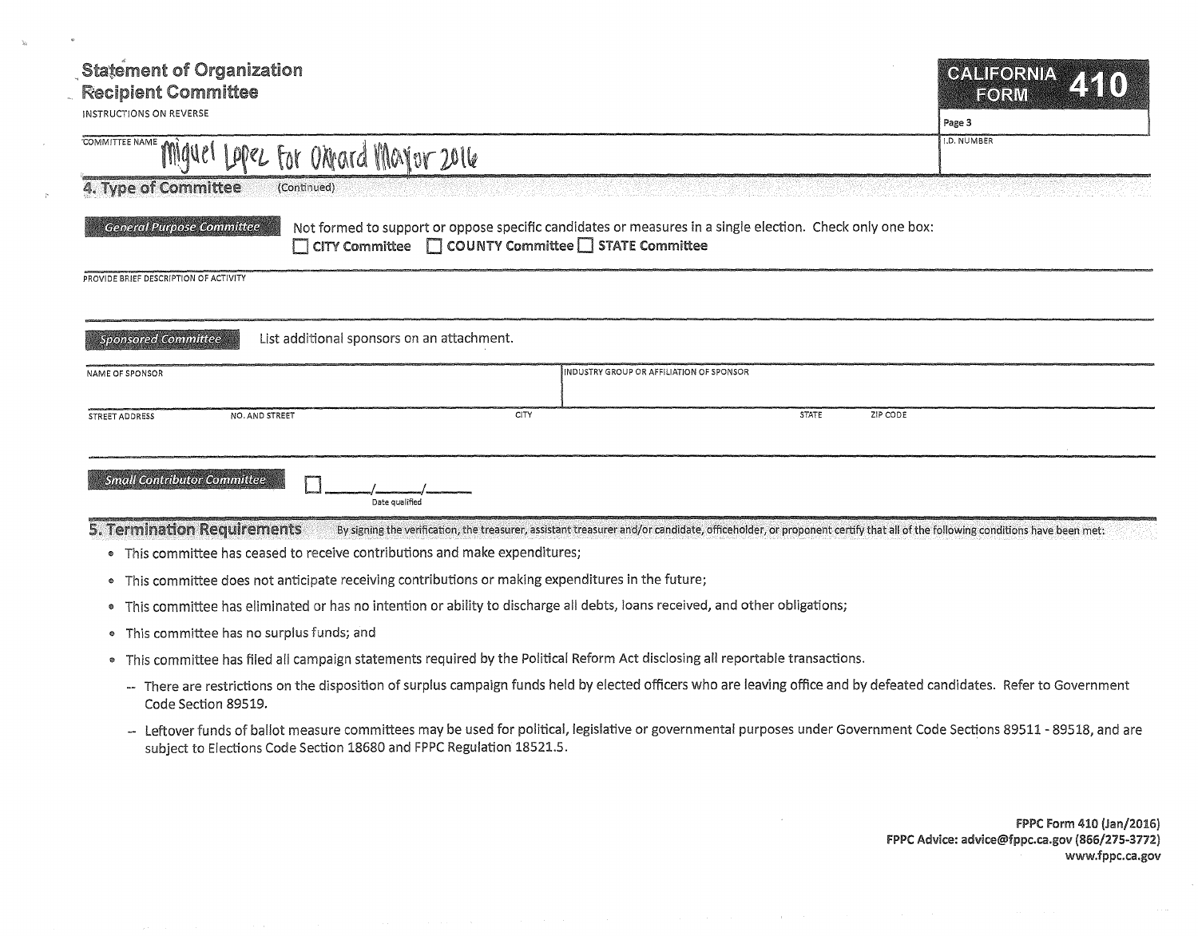# Statement of Organization
## Recipient Committee

INSTRUCTIONS ON REVERSE

**CALIFORNIA FORM 410**

Page 3

COMMITTEE NAME: Miguel Lopez For Oxnard Mayor 2016

I.D. NUMBER

## 4. Type of Committee (Continued)

**General Purpose Committee** Not formed to support or oppose specific candidates or measures in a single election. Check only one box:

☐ CITY Committee ☐ COUNTY Committee ☐ STATE Committee

PROVIDE BRIEF DESCRIPTION OF ACTIVITY

**Sponsored Committee** List additional sponsors on an attachment.

NAME OF SPONSOR

INDUSTRY GROUP OR AFFILIATION OF SPONSOR

STREET ADDRESS NO. AND STREET CITY STATE ZIP CODE

**Small Contributor Committee** ☐ \_\_\_\_/\_\_\_\_/\_\_\_\_ Date qualified

## 5. Termination Requirements

By signing the verification, the treasurer, assistant treasurer and/or candidate, officeholder, or proponent certify that all of the following conditions have been met:

- This committee has ceased to receive contributions and make expenditures;
- This committee does not anticipate receiving contributions or making expenditures in the future;
- This committee has eliminated or has no intention or ability to discharge all debts, loans received, and other obligations;
- This committee has no surplus funds; and
- This committee has filed all campaign statements required by the Political Reform Act disclosing all reportable transactions.
  - -- There are restrictions on the disposition of surplus campaign funds held by elected officers who are leaving office and by defeated candidates. Refer to Government Code Section 89519.
  - -- Leftover funds of ballot measure committees may be used for political, legislative or governmental purposes under Government Code Sections 89511 - 89518, and are subject to Elections Code Section 18680 and FPPC Regulation 18521.5.

FPPC Form 410 (Jan/2016)
FPPC Advice: advice@fppc.ca.gov (866/275-3772)
www.fppc.ca.gov